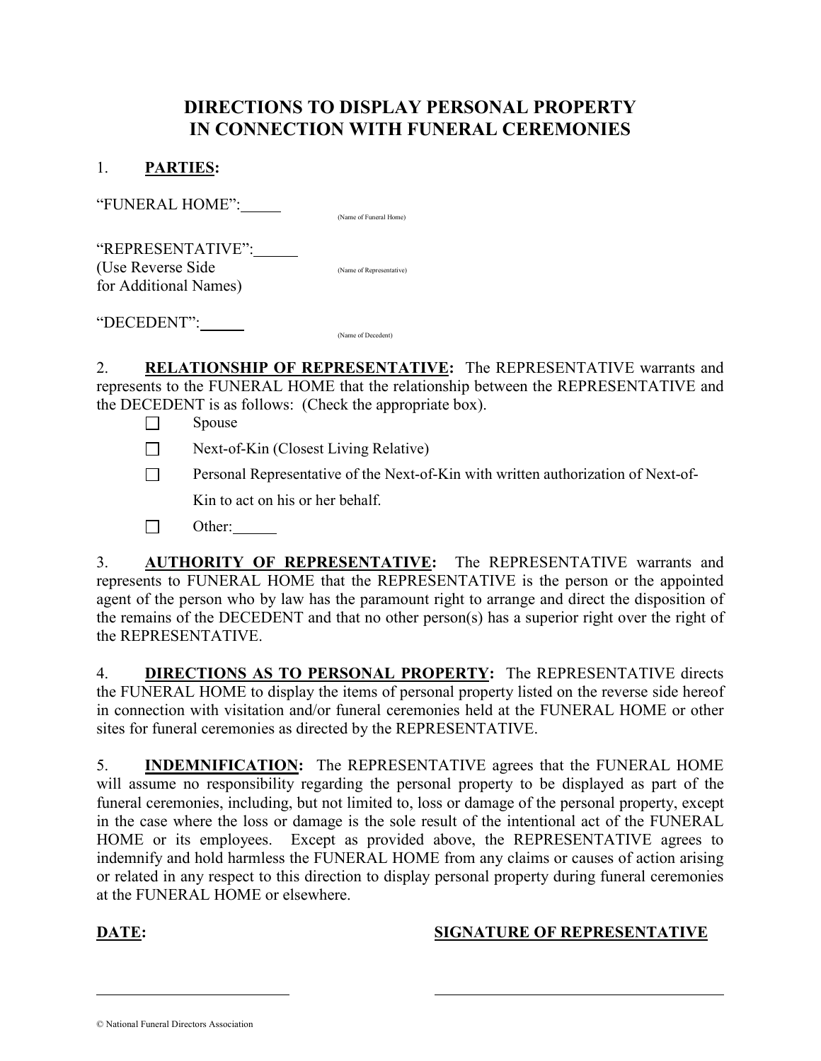# DIRECTIONS TO DISPLAY PERSONAL PROPERTY IN CONNECTION WITH FUNERAL CEREMONIES

1. **PARTIES:**

"FUNERAL HOME":\_\_\_\_\_
(Name of Funeral Home)

"REPRESENTATIVE":\_\_\_\_\_\_
(Use Reverse Side for Additional Names)
(Name of Representative)

"DECEDENT":\_\_\_\_\_\_
(Name of Decedent)

2. **RELATIONSHIP OF REPRESENTATIVE:** The REPRESENTATIVE warrants and represents to the FUNERAL HOME that the relationship between the REPRESENTATIVE and the DECEDENT is as follows: (Check the appropriate box).

   - ☐ Spouse
   - ☐ Next-of-Kin (Closest Living Relative)
   - ☐ Personal Representative of the Next-of-Kin with written authorization of Next-of-Kin to act on his or her behalf.
   - ☐ Other:\_\_\_\_\_\_

3. **AUTHORITY OF REPRESENTATIVE:** The REPRESENTATIVE warrants and represents to FUNERAL HOME that the REPRESENTATIVE is the person or the appointed agent of the person who by law has the paramount right to arrange and direct the disposition of the remains of the DECEDENT and that no other person(s) has a superior right over the right of the REPRESENTATIVE.

4. **DIRECTIONS AS TO PERSONAL PROPERTY:** The REPRESENTATIVE directs the FUNERAL HOME to display the items of personal property listed on the reverse side hereof in connection with visitation and/or funeral ceremonies held at the FUNERAL HOME or other sites for funeral ceremonies as directed by the REPRESENTATIVE.

5. **INDEMNIFICATION:** The REPRESENTATIVE agrees that the FUNERAL HOME will assume no responsibility regarding the personal property to be displayed as part of the funeral ceremonies, including, but not limited to, loss or damage of the personal property, except in the case where the loss or damage is the sole result of the intentional act of the FUNERAL HOME or its employees. Except as provided above, the REPRESENTATIVE agrees to indemnify and hold harmless the FUNERAL HOME from any claims or causes of action arising or related in any respect to this direction to display personal property during funeral ceremonies at the FUNERAL HOME or elsewhere.

**DATE:** \_\_\_\_\_\_\_\_\_\_\_\_\_\_\_\_\_\_\_\_

**SIGNATURE OF REPRESENTATIVE** \_\_\_\_\_\_\_\_\_\_\_\_\_\_\_\_\_\_\_\_

© National Funeral Directors Association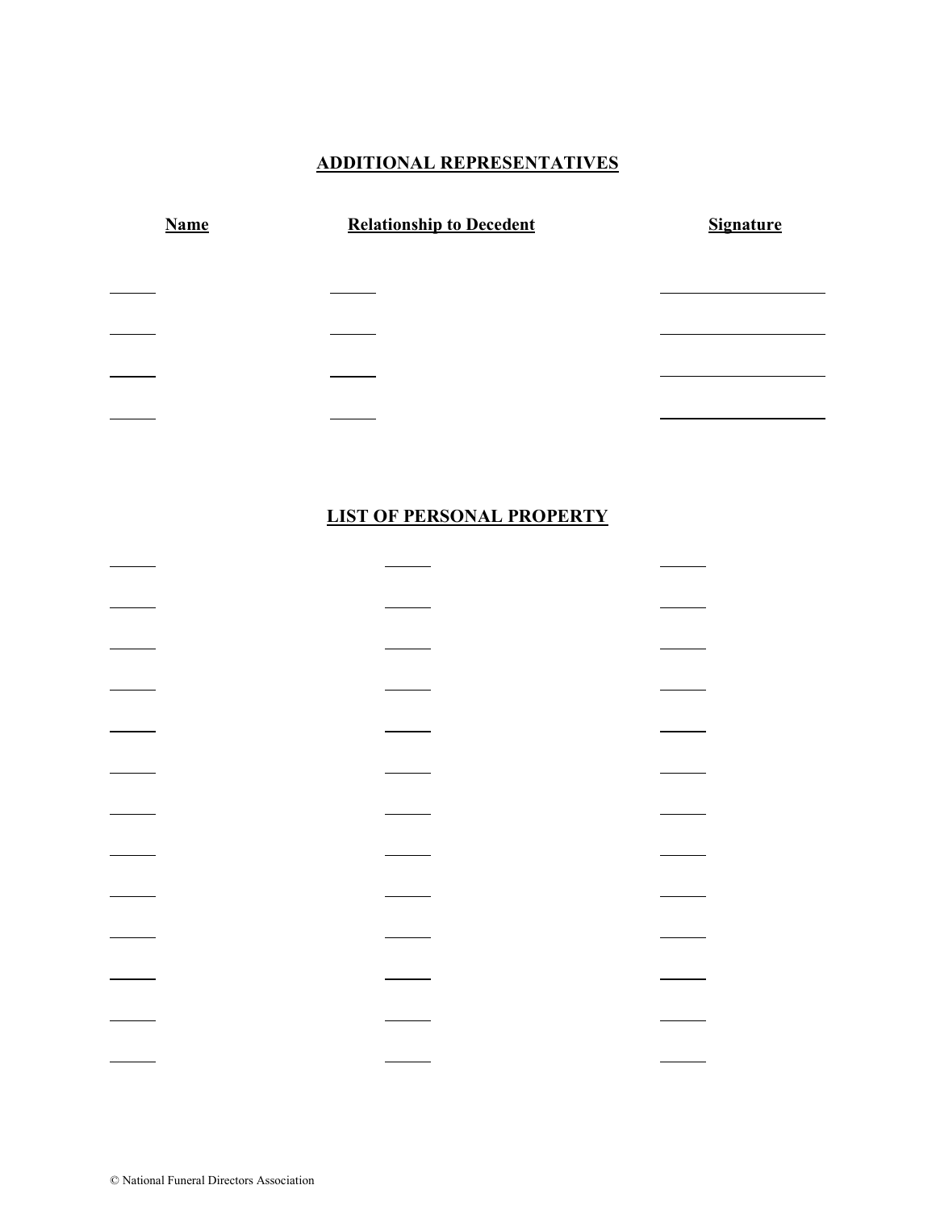## ADDITIONAL REPRESENTATIVES

| Name | Relationship to Decedent | Signature |
| --- | --- | --- |
| ______ | ______ | ____________________ |
| ______ | ______ | ____________________ |
| ______ | ______ | ____________________ |
| ______ | ______ | ____________________ |

## LIST OF PERSONAL PROPERTY

| | | |
| --- | --- | --- |
| ______ | ______ | ______ |
| ______ | ______ | ______ |
| ______ | ______ | ______ |
| ______ | ______ | ______ |
| ______ | ______ | ______ |
| ______ | ______ | ______ |
| ______ | ______ | ______ |
| ______ | ______ | ______ |
| ______ | ______ | ______ |
| ______ | ______ | ______ |
| ______ | ______ | ______ |
| ______ | ______ | ______ |
| ______ | ______ | ______ |

© National Funeral Directors Association